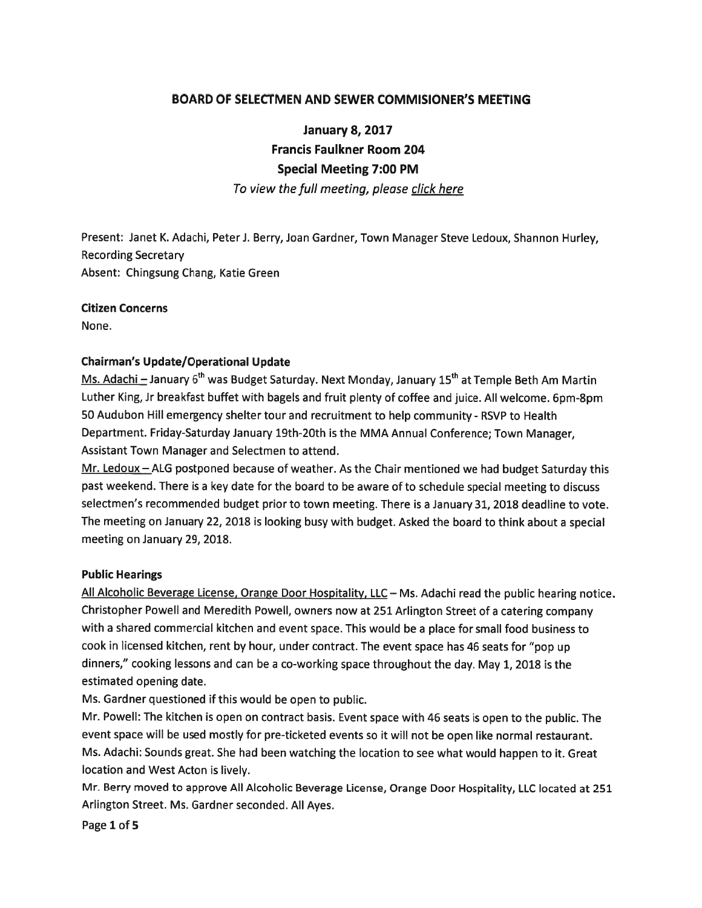## BOARD OF SELECTMEN AND SEWER COMMISIONER'S MEETING

### January 8, 2017
### Francis Faulkner Room 204
### Special Meeting 7:00 PM

*To view the full meeting, please click here*

Present: Janet K. Adachi, Peter J. Berry, Joan Gardner, Town Manager Steve Ledoux, Shannon Hurley, Recording Secretary
Absent: Chingsung Chang, Katie Green

**Citizen Concerns**

None.

**Chairman's Update/Operational Update**

Ms. Adachi – January 6th was Budget Saturday. Next Monday, January 15th at Temple Beth Am Martin Luther King, Jr breakfast buffet with bagels and fruit plenty of coffee and juice. All welcome. 6pm-8pm 50 Audubon Hill emergency shelter tour and recruitment to help community - RSVP to Health Department. Friday-Saturday January 19th-20th is the MMA Annual Conference; Town Manager, Assistant Town Manager and Selectmen to attend.

Mr. Ledoux – ALG postponed because of weather. As the Chair mentioned we had budget Saturday this past weekend. There is a key date for the board to be aware of to schedule special meeting to discuss selectmen's recommended budget prior to town meeting. There is a January 31, 2018 deadline to vote. The meeting on January 22, 2018 is looking busy with budget. Asked the board to think about a special meeting on January 29, 2018.

**Public Hearings**

All Alcoholic Beverage License, Orange Door Hospitality, LLC – Ms. Adachi read the public hearing notice. Christopher Powell and Meredith Powell, owners now at 251 Arlington Street of a catering company with a shared commercial kitchen and event space. This would be a place for small food business to cook in licensed kitchen, rent by hour, under contract. The event space has 46 seats for "pop up dinners," cooking lessons and can be a co-working space throughout the day. May 1, 2018 is the estimated opening date.

Ms. Gardner questioned if this would be open to public.

Mr. Powell: The kitchen is open on contract basis. Event space with 46 seats is open to the public. The event space will be used mostly for pre-ticketed events so it will not be open like normal restaurant.

Ms. Adachi: Sounds great. She had been watching the location to see what would happen to it. Great location and West Acton is lively.

Mr. Berry moved to approve All Alcoholic Beverage License, Orange Door Hospitality, LLC located at 251 Arlington Street. Ms. Gardner seconded. All Ayes.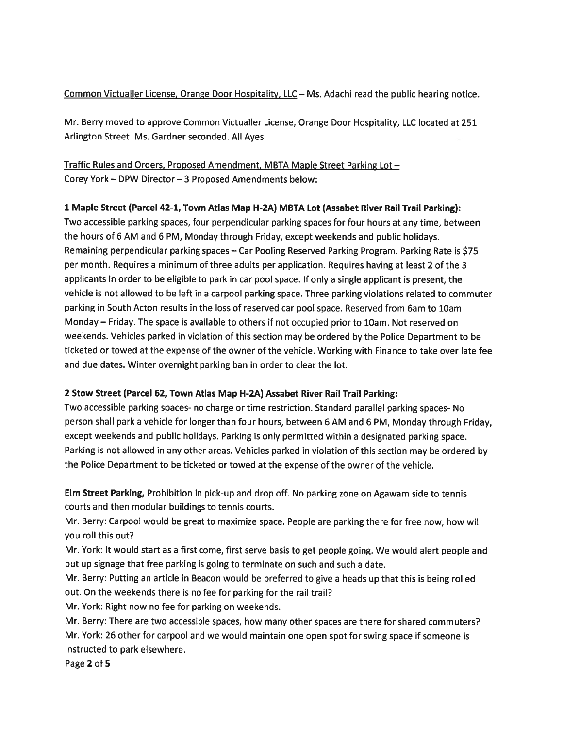Common Victualler License, Orange Door Hospitality, LLC – Ms. Adachi read the public hearing notice.

Mr. Berry moved to approve Common Victualler License, Orange Door Hospitality, LLC located at 251 Arlington Street. Ms. Gardner seconded. All Ayes.

Traffic Rules and Orders, Proposed Amendment, MBTA Maple Street Parking Lot –
Corey York – DPW Director – 3 Proposed Amendments below:

**1 Maple Street (Parcel 42-1, Town Atlas Map H-2A) MBTA Lot (Assabet River Rail Trail Parking):**
Two accessible parking spaces, four perpendicular parking spaces for four hours at any time, between the hours of 6 AM and 6 PM, Monday through Friday, except weekends and public holidays. Remaining perpendicular parking spaces – Car Pooling Reserved Parking Program. Parking Rate is $75 per month. Requires a minimum of three adults per application. Requires having at least 2 of the 3 applicants in order to be eligible to park in car pool space. If only a single applicant is present, the vehicle is not allowed to be left in a carpool parking space. Three parking violations related to commuter parking in South Acton results in the loss of reserved car pool space. Reserved from 6am to 10am Monday – Friday. The space is available to others if not occupied prior to 10am. Not reserved on weekends. Vehicles parked in violation of this section may be ordered by the Police Department to be ticketed or towed at the expense of the owner of the vehicle. Working with Finance to take over late fee and due dates. Winter overnight parking ban in order to clear the lot.

**2 Stow Street (Parcel 62, Town Atlas Map H-2A) Assabet River Rail Trail Parking:**
Two accessible parking spaces- no charge or time restriction. Standard parallel parking spaces- No person shall park a vehicle for longer than four hours, between 6 AM and 6 PM, Monday through Friday, except weekends and public holidays. Parking is only permitted within a designated parking space. Parking is not allowed in any other areas. Vehicles parked in violation of this section may be ordered by the Police Department to be ticketed or towed at the expense of the owner of the vehicle.

**Elm Street Parking,** Prohibition in pick-up and drop off. No parking zone on Agawam side to tennis courts and then modular buildings to tennis courts.

Mr. Berry: Carpool would be great to maximize space. People are parking there for free now, how will you roll this out?

Mr. York: It would start as a first come, first serve basis to get people going. We would alert people and put up signage that free parking is going to terminate on such and such a date.

Mr. Berry: Putting an article in Beacon would be preferred to give a heads up that this is being rolled out. On the weekends there is no fee for parking for the rail trail?

Mr. York: Right now no fee for parking on weekends.

Mr. Berry: There are two accessible spaces, how many other spaces are there for shared commuters?

Mr. York: 26 other for carpool and we would maintain one open spot for swing space if someone is instructed to park elsewhere.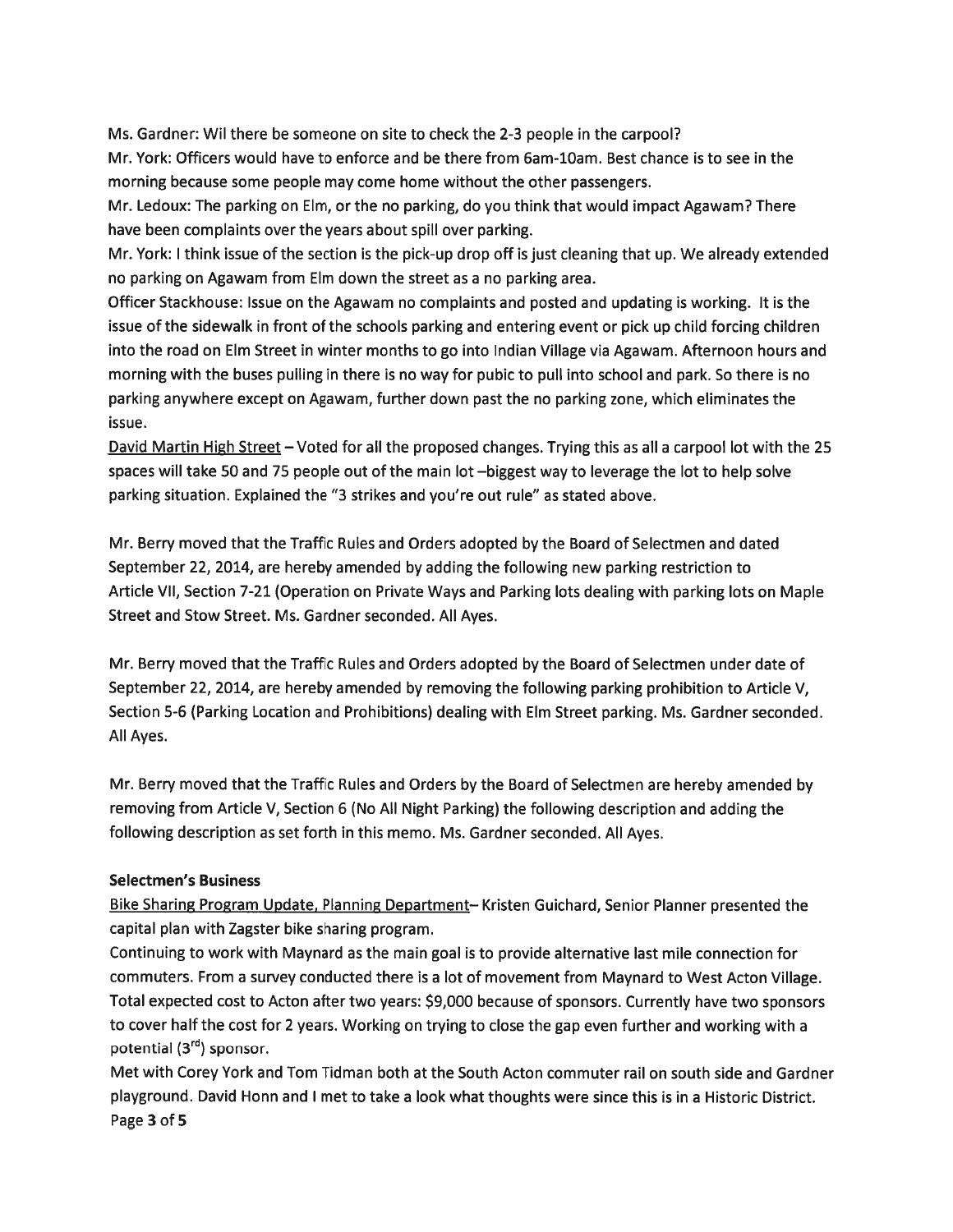Ms. Gardner: Wil there be someone on site to check the 2-3 people in the carpool?
Mr. York: Officers would have to enforce and be there from 6am-10am. Best chance is to see in the morning because some people may come home without the other passengers.
Mr. Ledoux: The parking on Elm, or the no parking, do you think that would impact Agawam? There have been complaints over the years about spill over parking.
Mr. York: I think issue of the section is the pick-up drop off is just cleaning that up. We already extended no parking on Agawam from Elm down the street as a no parking area.
Officer Stackhouse: Issue on the Agawam no complaints and posted and updating is working. It is the issue of the sidewalk in front of the schools parking and entering event or pick up child forcing children into the road on Elm Street in winter months to go into Indian Village via Agawam. Afternoon hours and morning with the buses pulling in there is no way for pubic to pull into school and park. So there is no parking anywhere except on Agawam, further down past the no parking zone, which eliminates the issue.
David Martin High Street – Voted for all the proposed changes. Trying this as all a carpool lot with the 25 spaces will take 50 and 75 people out of the main lot –biggest way to leverage the lot to help solve parking situation. Explained the "3 strikes and you're out rule" as stated above.

Mr. Berry moved that the Traffic Rules and Orders adopted by the Board of Selectmen and dated September 22, 2014, are hereby amended by adding the following new parking restriction to Article VII, Section 7-21 (Operation on Private Ways and Parking lots dealing with parking lots on Maple Street and Stow Street. Ms. Gardner seconded. All Ayes.

Mr. Berry moved that the Traffic Rules and Orders adopted by the Board of Selectmen under date of September 22, 2014, are hereby amended by removing the following parking prohibition to Article V, Section 5-6 (Parking Location and Prohibitions) dealing with Elm Street parking. Ms. Gardner seconded. All Ayes.

Mr. Berry moved that the Traffic Rules and Orders by the Board of Selectmen are hereby amended by removing from Article V, Section 6 (No All Night Parking) the following description and adding the following description as set forth in this memo. Ms. Gardner seconded. All Ayes.

**Selectmen's Business**

Bike Sharing Program Update, Planning Department– Kristen Guichard, Senior Planner presented the capital plan with Zagster bike sharing program.
Continuing to work with Maynard as the main goal is to provide alternative last mile connection for commuters. From a survey conducted there is a lot of movement from Maynard to West Acton Village. Total expected cost to Acton after two years: $9,000 because of sponsors. Currently have two sponsors to cover half the cost for 2 years. Working on trying to close the gap even further and working with a potential (3rd) sponsor.
Met with Corey York and Tom Tidman both at the South Acton commuter rail on south side and Gardner playground. David Honn and I met to take a look what thoughts were since this is in a Historic District.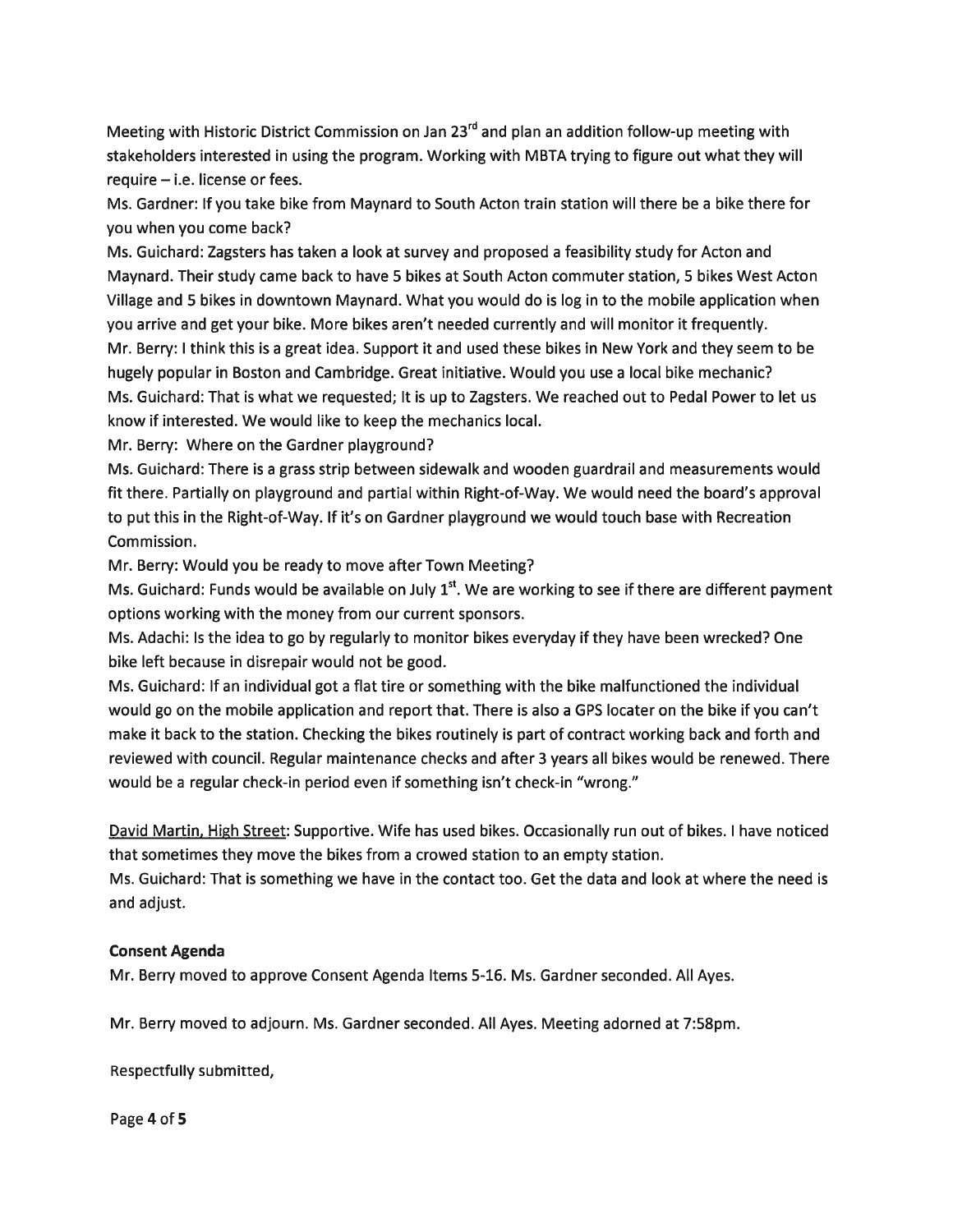Meeting with Historic District Commission on Jan 23rd and plan an addition follow-up meeting with stakeholders interested in using the program. Working with MBTA trying to figure out what they will require – i.e. license or fees.

Ms. Gardner: If you take bike from Maynard to South Acton train station will there be a bike there for you when you come back?

Ms. Guichard: Zagsters has taken a look at survey and proposed a feasibility study for Acton and Maynard. Their study came back to have 5 bikes at South Acton commuter station, 5 bikes West Acton Village and 5 bikes in downtown Maynard. What you would do is log in to the mobile application when you arrive and get your bike. More bikes aren't needed currently and will monitor it frequently.

Mr. Berry: I think this is a great idea. Support it and used these bikes in New York and they seem to be hugely popular in Boston and Cambridge. Great initiative. Would you use a local bike mechanic?

Ms. Guichard: That is what we requested; It is up to Zagsters. We reached out to Pedal Power to let us know if interested. We would like to keep the mechanics local.

Mr. Berry: Where on the Gardner playground?

Ms. Guichard: There is a grass strip between sidewalk and wooden guardrail and measurements would fit there. Partially on playground and partial within Right-of-Way. We would need the board's approval to put this in the Right-of-Way. If it's on Gardner playground we would touch base with Recreation Commission.

Mr. Berry: Would you be ready to move after Town Meeting?

Ms. Guichard: Funds would be available on July 1st. We are working to see if there are different payment options working with the money from our current sponsors.

Ms. Adachi: Is the idea to go by regularly to monitor bikes everyday if they have been wrecked? One bike left because in disrepair would not be good.

Ms. Guichard: If an individual got a flat tire or something with the bike malfunctioned the individual would go on the mobile application and report that. There is also a GPS locater on the bike if you can't make it back to the station. Checking the bikes routinely is part of contract working back and forth and reviewed with council. Regular maintenance checks and after 3 years all bikes would be renewed. There would be a regular check-in period even if something isn't check-in "wrong."

David Martin, High Street: Supportive. Wife has used bikes. Occasionally run out of bikes. I have noticed that sometimes they move the bikes from a crowed station to an empty station.

Ms. Guichard: That is something we have in the contact too. Get the data and look at where the need is and adjust.

**Consent Agenda**

Mr. Berry moved to approve Consent Agenda Items 5-16. Ms. Gardner seconded. All Ayes.

Mr. Berry moved to adjourn. Ms. Gardner seconded. All Ayes. Meeting adorned at 7:58pm.

Respectfully submitted,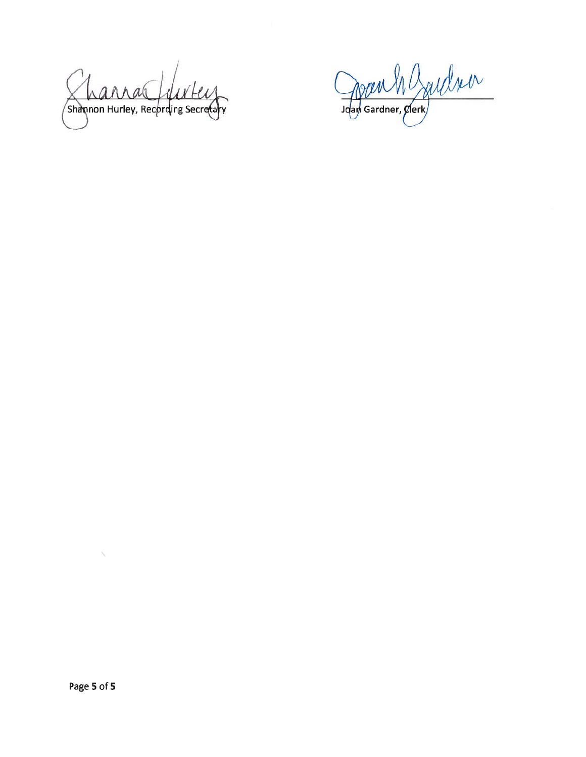Shannon Hurley, Recording Secretary

Joan Gardner, Clerk